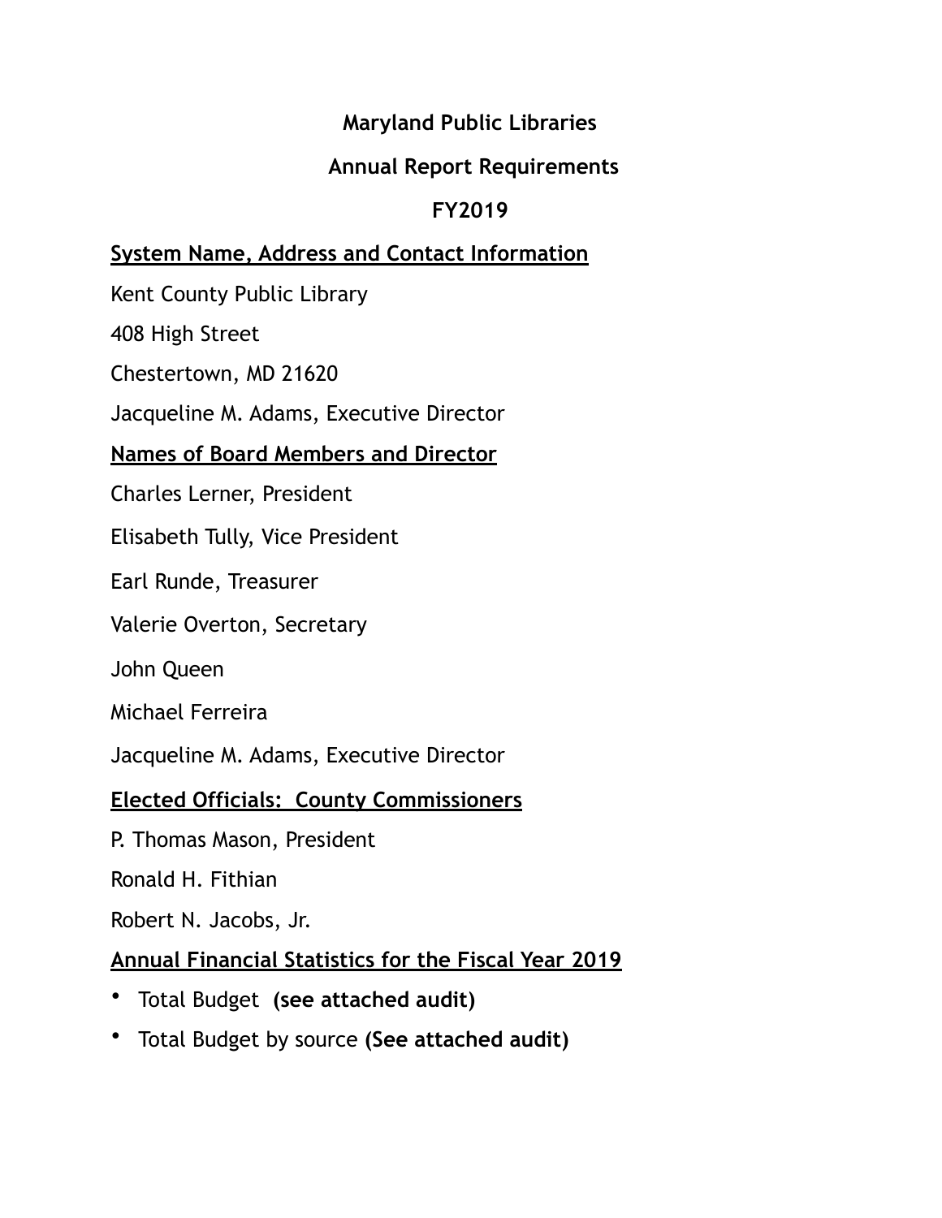# Maryland Public Libraries

## Annual Report Requirements

## FY2019

**System Name, Address and Contact Information**

Kent County Public Library

408 High Street

Chestertown, MD 21620

Jacqueline M. Adams, Executive Director

**Names of Board Members and Director**

Charles Lerner, President

Elisabeth Tully, Vice President

Earl Runde, Treasurer

Valerie Overton, Secretary

John Queen

Michael Ferreira

Jacqueline M. Adams, Executive Director

**Elected Officials: County Commissioners**

P. Thomas Mason, President

Ronald H. Fithian

Robert N. Jacobs, Jr.

**Annual Financial Statistics for the Fiscal Year 2019**

- Total Budget **(see attached audit)**
- Total Budget by source **(See attached audit)**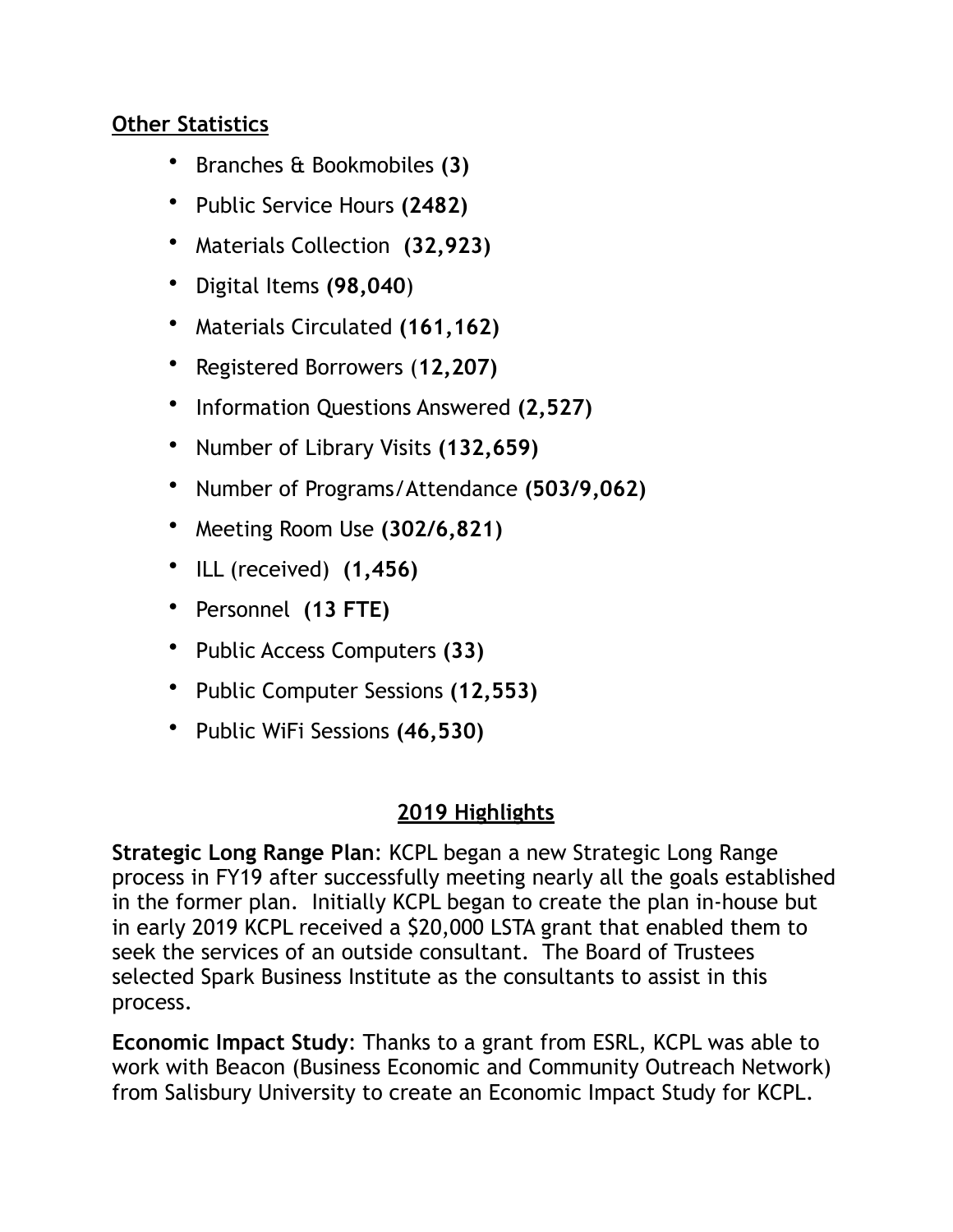**Other Statistics**

- Branches & Bookmobiles **(3)**
- Public Service Hours **(2482)**
- Materials Collection **(32,923)**
- Digital Items **(98,040**)
- Materials Circulated **(161,162)**
- Registered Borrowers (**12,207)**
- Information Questions Answered **(2,527)**
- Number of Library Visits **(132,659)**
- Number of Programs/Attendance **(503/9,062)**
- Meeting Room Use **(302/6,821)**
- ILL (received) **(1,456)**
- Personnel **(13 FTE)**
- Public Access Computers **(33)**
- Public Computer Sessions **(12,553)**
- Public WiFi Sessions **(46,530)**

## 2019 Highlights

**Strategic Long Range Plan**: KCPL began a new Strategic Long Range process in FY19 after successfully meeting nearly all the goals established in the former plan. Initially KCPL began to create the plan in-house but in early 2019 KCPL received a $20,000 LSTA grant that enabled them to seek the services of an outside consultant. The Board of Trustees selected Spark Business Institute as the consultants to assist in this process.

**Economic Impact Study**: Thanks to a grant from ESRL, KCPL was able to work with Beacon (Business Economic and Community Outreach Network) from Salisbury University to create an Economic Impact Study for KCPL.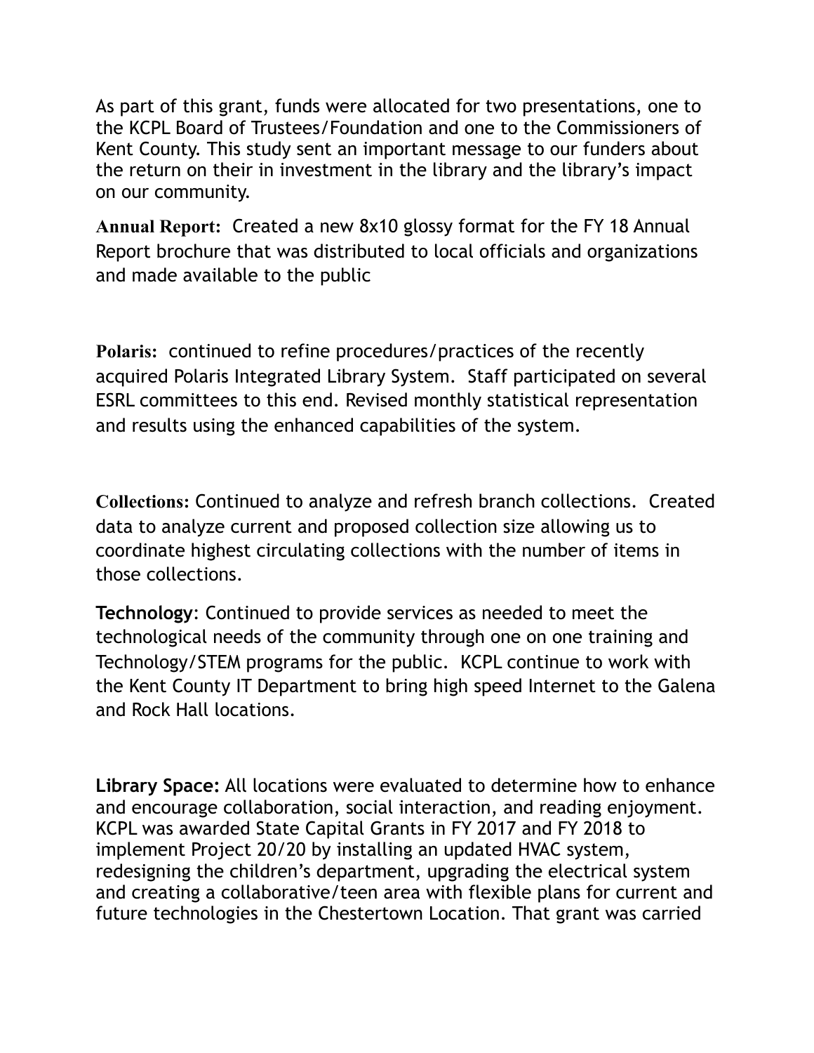As part of this grant, funds were allocated for two presentations, one to the KCPL Board of Trustees/Foundation and one to the Commissioners of Kent County. This study sent an important message to our funders about the return on their in investment in the library and the library's impact on our community.

**Annual Report:** Created a new 8x10 glossy format for the FY 18 Annual Report brochure that was distributed to local officials and organizations and made available to the public

**Polaris:** continued to refine procedures/practices of the recently acquired Polaris Integrated Library System. Staff participated on several ESRL committees to this end. Revised monthly statistical representation and results using the enhanced capabilities of the system.

**Collections:** Continued to analyze and refresh branch collections. Created data to analyze current and proposed collection size allowing us to coordinate highest circulating collections with the number of items in those collections.

**Technology**: Continued to provide services as needed to meet the technological needs of the community through one on one training and Technology/STEM programs for the public. KCPL continue to work with the Kent County IT Department to bring high speed Internet to the Galena and Rock Hall locations.

**Library Space:** All locations were evaluated to determine how to enhance and encourage collaboration, social interaction, and reading enjoyment. KCPL was awarded State Capital Grants in FY 2017 and FY 2018 to implement Project 20/20 by installing an updated HVAC system, redesigning the children's department, upgrading the electrical system and creating a collaborative/teen area with flexible plans for current and future technologies in the Chestertown Location. That grant was carried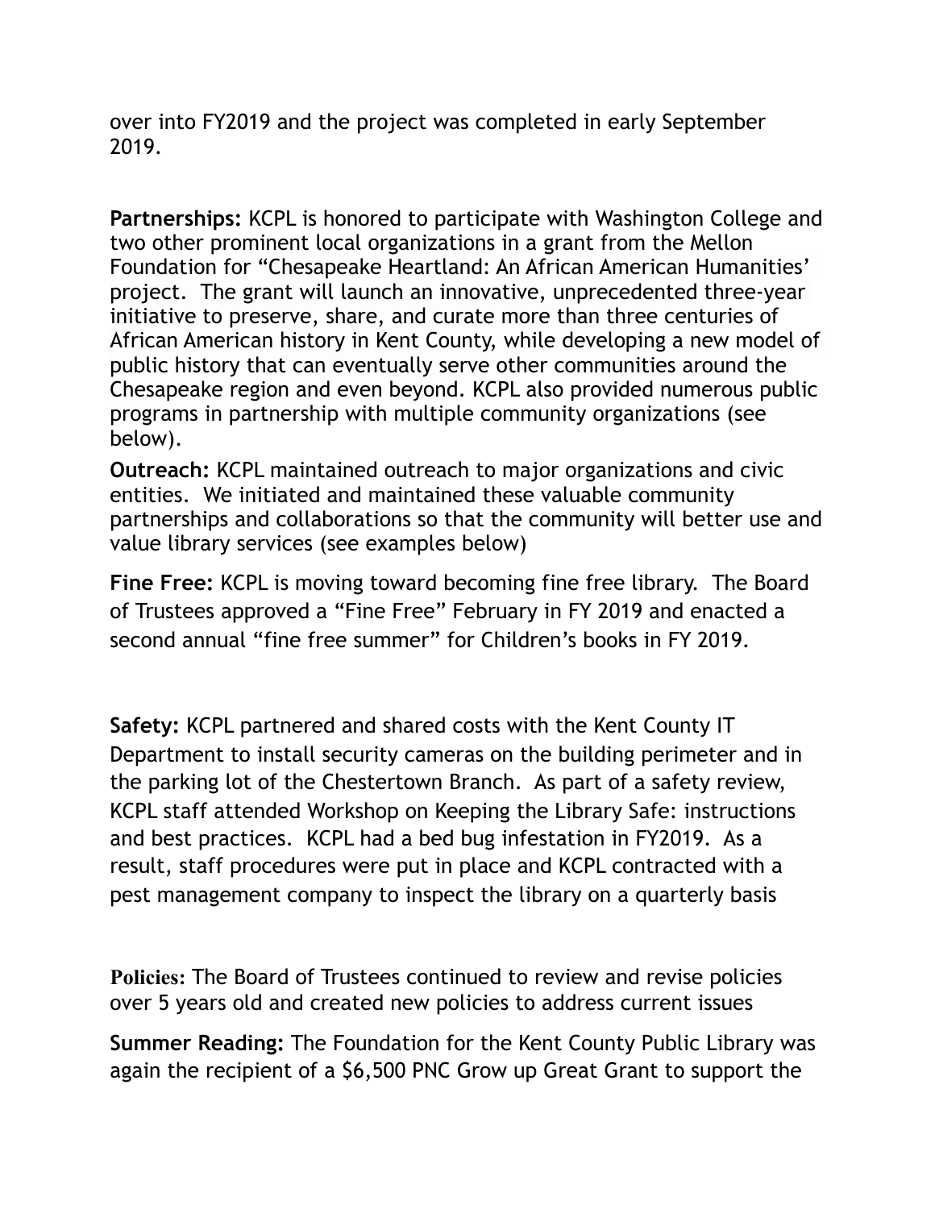over into FY2019 and the project was completed in early September 2019.

**Partnerships:** KCPL is honored to participate with Washington College and two other prominent local organizations in a grant from the Mellon Foundation for "Chesapeake Heartland: An African American Humanities' project. The grant will launch an innovative, unprecedented three-year initiative to preserve, share, and curate more than three centuries of African American history in Kent County, while developing a new model of public history that can eventually serve other communities around the Chesapeake region and even beyond. KCPL also provided numerous public programs in partnership with multiple community organizations (see below).

**Outreach:** KCPL maintained outreach to major organizations and civic entities. We initiated and maintained these valuable community partnerships and collaborations so that the community will better use and value library services (see examples below)

**Fine Free:** KCPL is moving toward becoming fine free library. The Board of Trustees approved a "Fine Free" February in FY 2019 and enacted a second annual "fine free summer" for Children's books in FY 2019.

**Safety:** KCPL partnered and shared costs with the Kent County IT Department to install security cameras on the building perimeter and in the parking lot of the Chestertown Branch. As part of a safety review, KCPL staff attended Workshop on Keeping the Library Safe: instructions and best practices. KCPL had a bed bug infestation in FY2019. As a result, staff procedures were put in place and KCPL contracted with a pest management company to inspect the library on a quarterly basis

**Policies:** The Board of Trustees continued to review and revise policies over 5 years old and created new policies to address current issues

**Summer Reading:** The Foundation for the Kent County Public Library was again the recipient of a $6,500 PNC Grow up Great Grant to support the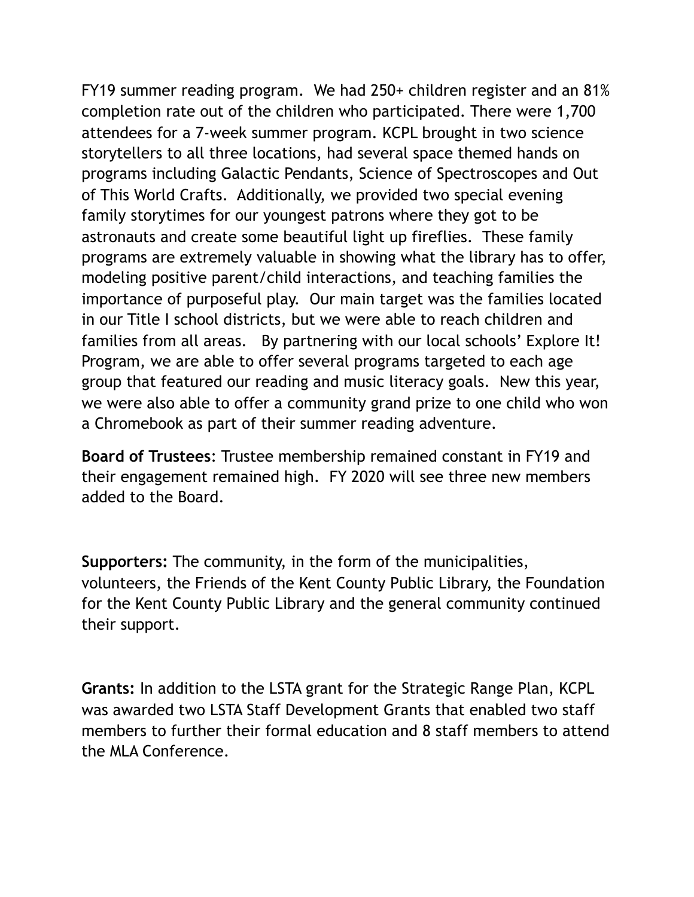FY19 summer reading program. We had 250+ children register and an 81% completion rate out of the children who participated. There were 1,700 attendees for a 7-week summer program. KCPL brought in two science storytellers to all three locations, had several space themed hands on programs including Galactic Pendants, Science of Spectroscopes and Out of This World Crafts. Additionally, we provided two special evening family storytimes for our youngest patrons where they got to be astronauts and create some beautiful light up fireflies. These family programs are extremely valuable in showing what the library has to offer, modeling positive parent/child interactions, and teaching families the importance of purposeful play. Our main target was the families located in our Title I school districts, but we were able to reach children and families from all areas. By partnering with our local schools' Explore It! Program, we are able to offer several programs targeted to each age group that featured our reading and music literacy goals. New this year, we were also able to offer a community grand prize to one child who won a Chromebook as part of their summer reading adventure.

**Board of Trustees**: Trustee membership remained constant in FY19 and their engagement remained high. FY 2020 will see three new members added to the Board.

**Supporters:** The community, in the form of the municipalities, volunteers, the Friends of the Kent County Public Library, the Foundation for the Kent County Public Library and the general community continued their support.

**Grants:** In addition to the LSTA grant for the Strategic Range Plan, KCPL was awarded two LSTA Staff Development Grants that enabled two staff members to further their formal education and 8 staff members to attend the MLA Conference.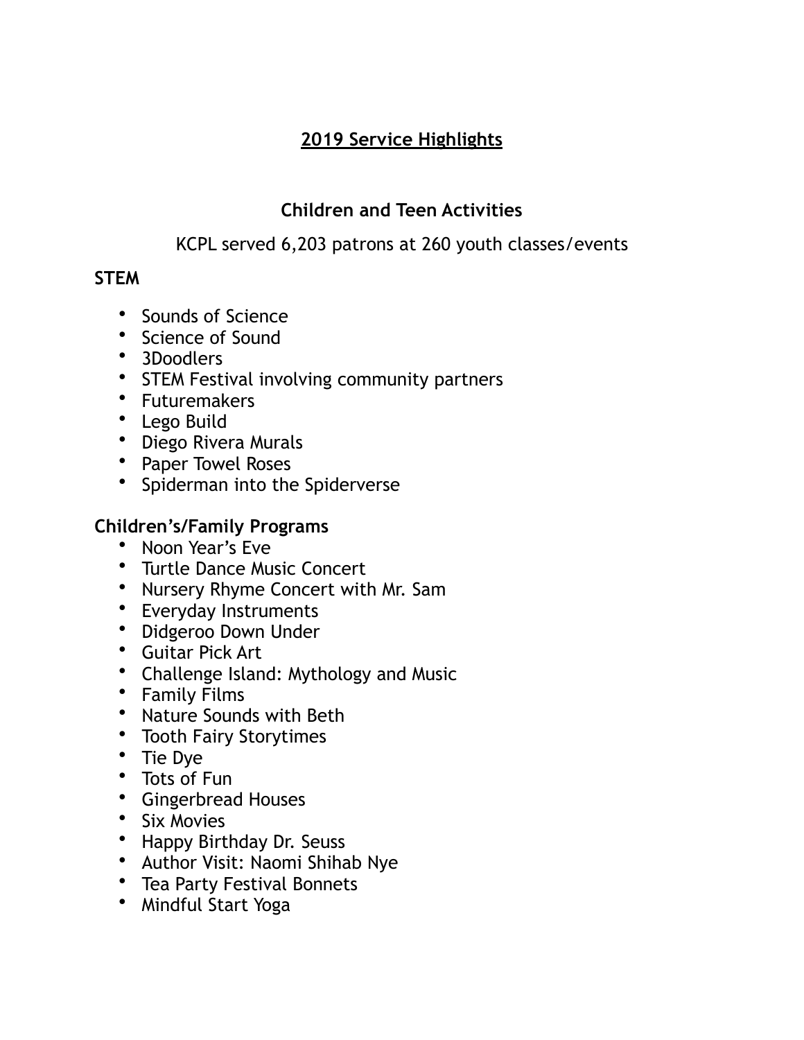# 2019 Service Highlights

## Children and Teen Activities

KCPL served 6,203 patrons at 260 youth classes/events

**STEM**

- Sounds of Science
- Science of Sound
- 3Doodlers
- STEM Festival involving community partners
- Futuremakers
- Lego Build
- Diego Rivera Murals
- Paper Towel Roses
- Spiderman into the Spiderverse

**Children's/Family Programs**

- Noon Year's Eve
- Turtle Dance Music Concert
- Nursery Rhyme Concert with Mr. Sam
- Everyday Instruments
- Didgeroo Down Under
- Guitar Pick Art
- Challenge Island: Mythology and Music
- Family Films
- Nature Sounds with Beth
- Tooth Fairy Storytimes
- Tie Dye
- Tots of Fun
- Gingerbread Houses
- Six Movies
- Happy Birthday Dr. Seuss
- Author Visit: Naomi Shihab Nye
- Tea Party Festival Bonnets
- Mindful Start Yoga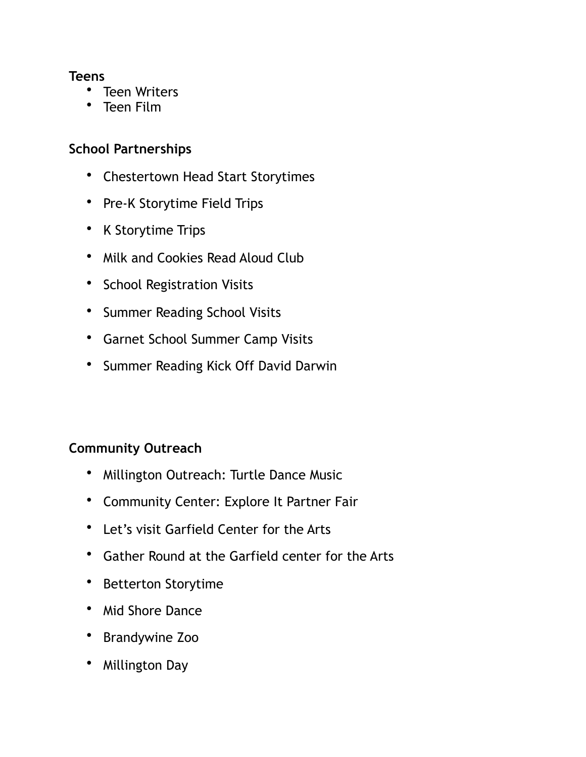**Teens**

- Teen Writers
- Teen Film

**School Partnerships**

- Chestertown Head Start Storytimes
- Pre-K Storytime Field Trips
- K Storytime Trips
- Milk and Cookies Read Aloud Club
- School Registration Visits
- Summer Reading School Visits
- Garnet School Summer Camp Visits
- Summer Reading Kick Off David Darwin

**Community Outreach**

- Millington Outreach: Turtle Dance Music
- Community Center: Explore It Partner Fair
- Let's visit Garfield Center for the Arts
- Gather Round at the Garfield center for the Arts
- Betterton Storytime
- Mid Shore Dance
- Brandywine Zoo
- Millington Day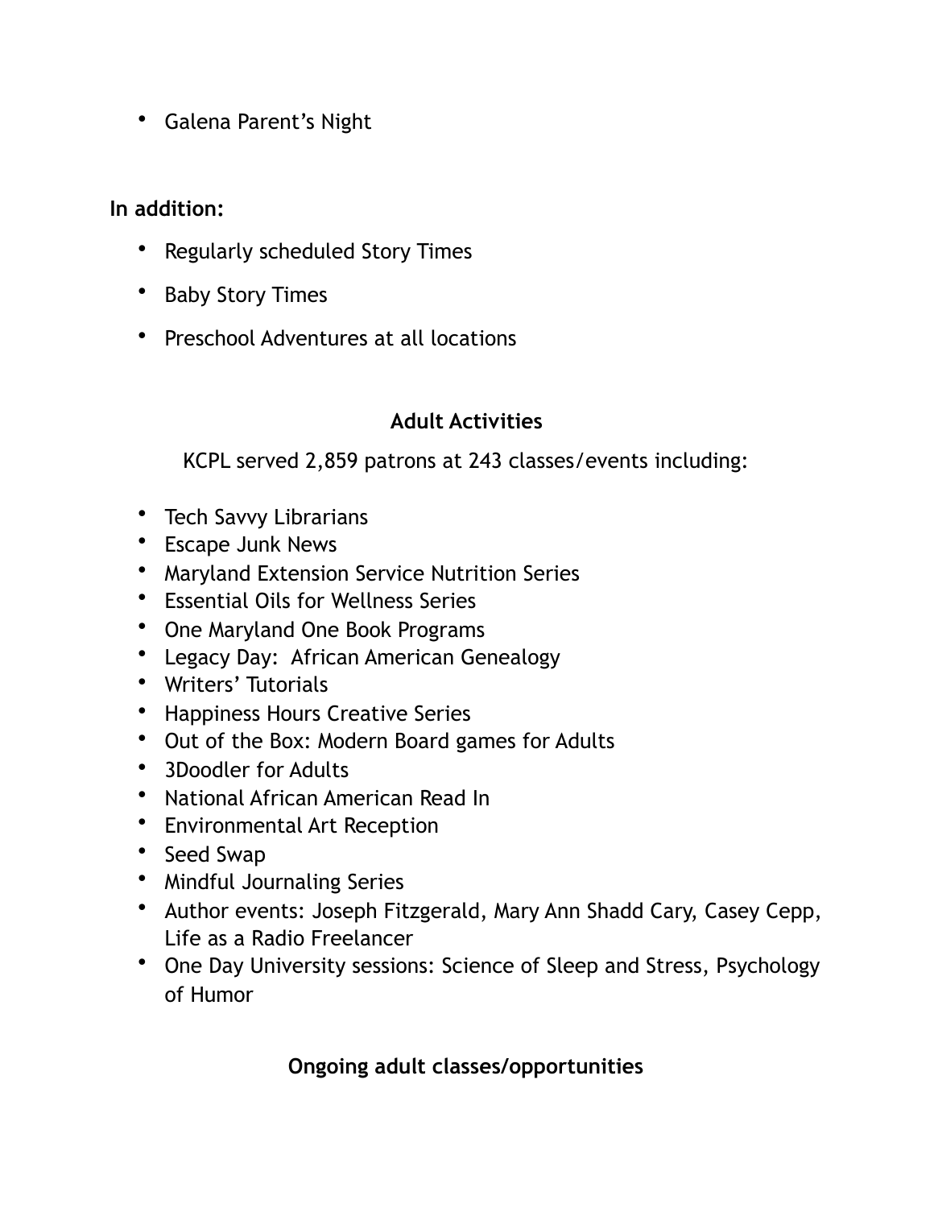- Galena Parent's Night

**In addition:**

- Regularly scheduled Story Times
- Baby Story Times
- Preschool Adventures at all locations

## Adult Activities

KCPL served 2,859 patrons at 243 classes/events including:

- Tech Savvy Librarians
- Escape Junk News
- Maryland Extension Service Nutrition Series
- Essential Oils for Wellness Series
- One Maryland One Book Programs
- Legacy Day: African American Genealogy
- Writers' Tutorials
- Happiness Hours Creative Series
- Out of the Box: Modern Board games for Adults
- 3Doodler for Adults
- National African American Read In
- Environmental Art Reception
- Seed Swap
- Mindful Journaling Series
- Author events: Joseph Fitzgerald, Mary Ann Shadd Cary, Casey Cepp, Life as a Radio Freelancer
- One Day University sessions: Science of Sleep and Stress, Psychology of Humor

## Ongoing adult classes/opportunities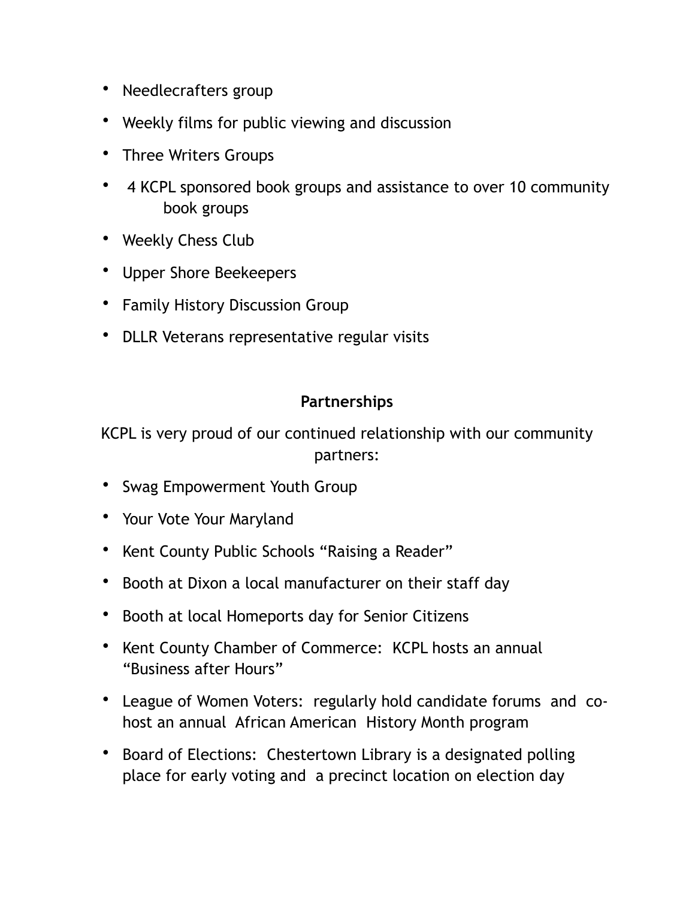- Needlecrafters group
- Weekly films for public viewing and discussion
- Three Writers Groups
- 4 KCPL sponsored book groups and assistance to over 10 community book groups
- Weekly Chess Club
- Upper Shore Beekeepers
- Family History Discussion Group
- DLLR Veterans representative regular visits

## Partnerships

KCPL is very proud of our continued relationship with our community partners:

- Swag Empowerment Youth Group
- Your Vote Your Maryland
- Kent County Public Schools "Raising a Reader"
- Booth at Dixon a local manufacturer on their staff day
- Booth at local Homeports day for Senior Citizens
- Kent County Chamber of Commerce: KCPL hosts an annual "Business after Hours"
- League of Women Voters: regularly hold candidate forums and co-host an annual African American History Month program
- Board of Elections: Chestertown Library is a designated polling place for early voting and a precinct location on election day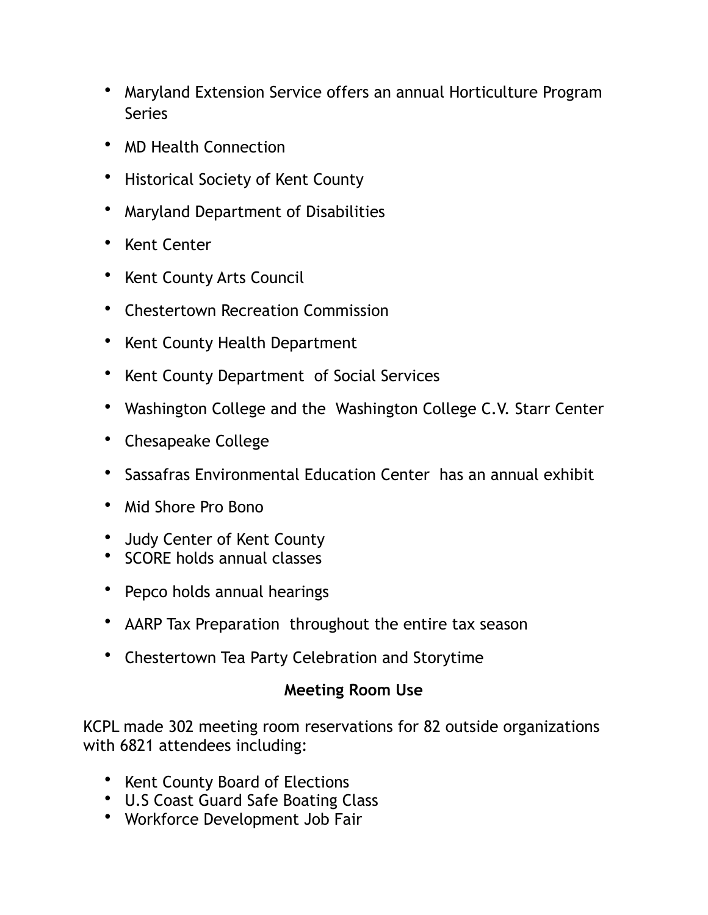- Maryland Extension Service offers an annual Horticulture Program Series
- MD Health Connection
- Historical Society of Kent County
- Maryland Department of Disabilities
- Kent Center
- Kent County Arts Council
- Chestertown Recreation Commission
- Kent County Health Department
- Kent County Department of Social Services
- Washington College and the Washington College C.V. Starr Center
- Chesapeake College
- Sassafras Environmental Education Center has an annual exhibit
- Mid Shore Pro Bono
- Judy Center of Kent County
- SCORE holds annual classes
- Pepco holds annual hearings
- AARP Tax Preparation throughout the entire tax season
- Chestertown Tea Party Celebration and Storytime

**Meeting Room Use**

KCPL made 302 meeting room reservations for 82 outside organizations with 6821 attendees including:

- Kent County Board of Elections
- U.S Coast Guard Safe Boating Class
- Workforce Development Job Fair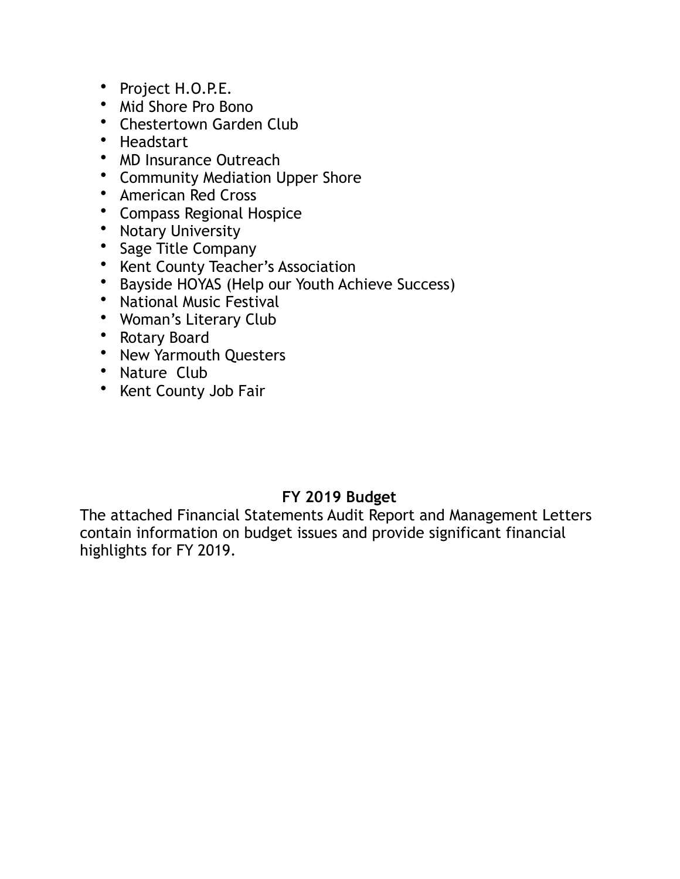- Project H.O.P.E.
- Mid Shore Pro Bono
- Chestertown Garden Club
- Headstart
- MD Insurance Outreach
- Community Mediation Upper Shore
- American Red Cross
- Compass Regional Hospice
- Notary University
- Sage Title Company
- Kent County Teacher's Association
- Bayside HOYAS (Help our Youth Achieve Success)
- National Music Festival
- Woman's Literary Club
- Rotary Board
- New Yarmouth Questers
- Nature  Club
- Kent County Job Fair

## FY 2019 Budget

The attached Financial Statements Audit Report and Management Letters contain information on budget issues and provide significant financial highlights for FY 2019.